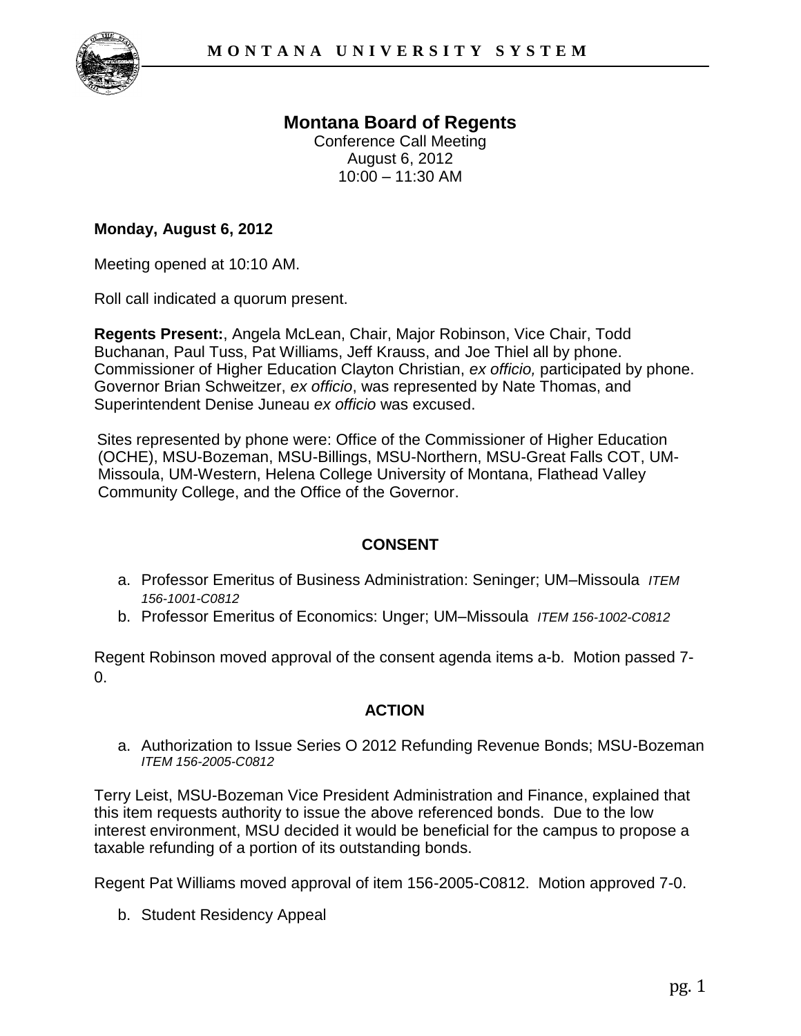# Montana Board of Regents

Conference Call Meeting
August 6, 2012
10:00 – 11:30 AM

**Monday, August 6, 2012**

Meeting opened at 10:10 AM.

Roll call indicated a quorum present.

**Regents Present:**, Angela McLean, Chair, Major Robinson, Vice Chair, Todd Buchanan, Paul Tuss, Pat Williams, Jeff Krauss, and Joe Thiel all by phone. Commissioner of Higher Education Clayton Christian, *ex officio,* participated by phone. Governor Brian Schweitzer, *ex officio*, was represented by Nate Thomas, and Superintendent Denise Juneau *ex officio* was excused.

Sites represented by phone were: Office of the Commissioner of Higher Education (OCHE), MSU-Bozeman, MSU-Billings, MSU-Northern, MSU-Great Falls COT, UM-Missoula, UM-Western, Helena College University of Montana, Flathead Valley Community College, and the Office of the Governor.

## CONSENT

a. Professor Emeritus of Business Administration: Seninger; UM–Missoula *ITEM 156-1001-C0812*
b. Professor Emeritus of Economics: Unger; UM–Missoula *ITEM 156-1002-C0812*

Regent Robinson moved approval of the consent agenda items a-b. Motion passed 7-0.

## ACTION

a. Authorization to Issue Series O 2012 Refunding Revenue Bonds; MSU-Bozeman *ITEM 156-2005-C0812*

Terry Leist, MSU-Bozeman Vice President Administration and Finance, explained that this item requests authority to issue the above referenced bonds. Due to the low interest environment, MSU decided it would be beneficial for the campus to propose a taxable refunding of a portion of its outstanding bonds.

Regent Pat Williams moved approval of item 156-2005-C0812. Motion approved 7-0.

b. Student Residency Appeal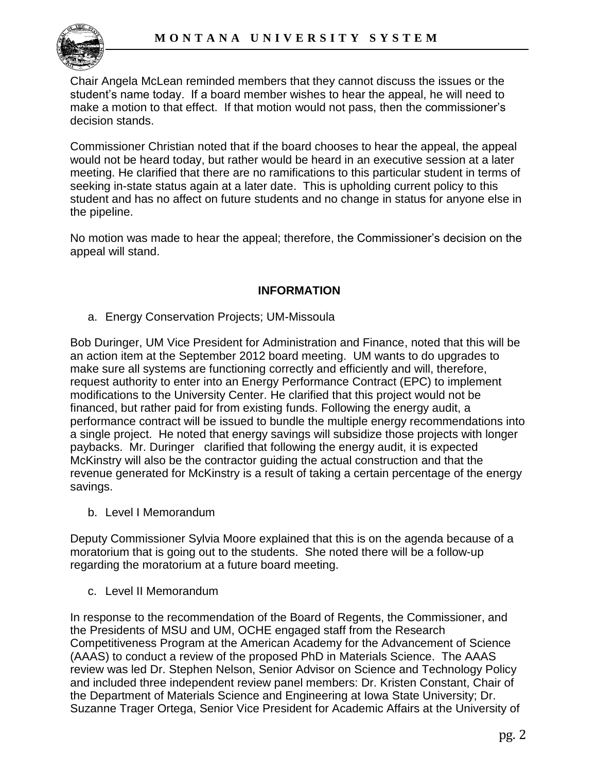Chair Angela McLean reminded members that they cannot discuss the issues or the student's name today. If a board member wishes to hear the appeal, he will need to make a motion to that effect. If that motion would not pass, then the commissioner's decision stands.

Commissioner Christian noted that if the board chooses to hear the appeal, the appeal would not be heard today, but rather would be heard in an executive session at a later meeting. He clarified that there are no ramifications to this particular student in terms of seeking in-state status again at a later date. This is upholding current policy to this student and has no affect on future students and no change in status for anyone else in the pipeline.

No motion was made to hear the appeal; therefore, the Commissioner's decision on the appeal will stand.

## INFORMATION

a. Energy Conservation Projects; UM-Missoula

Bob Duringer, UM Vice President for Administration and Finance, noted that this will be an action item at the September 2012 board meeting. UM wants to do upgrades to make sure all systems are functioning correctly and efficiently and will, therefore, request authority to enter into an Energy Performance Contract (EPC) to implement modifications to the University Center. He clarified that this project would not be financed, but rather paid for from existing funds. Following the energy audit, a performance contract will be issued to bundle the multiple energy recommendations into a single project. He noted that energy savings will subsidize those projects with longer paybacks. Mr. Duringer clarified that following the energy audit, it is expected McKinstry will also be the contractor guiding the actual construction and that the revenue generated for McKinstry is a result of taking a certain percentage of the energy savings.

b. Level I Memorandum

Deputy Commissioner Sylvia Moore explained that this is on the agenda because of a moratorium that is going out to the students. She noted there will be a follow-up regarding the moratorium at a future board meeting.

c. Level II Memorandum

In response to the recommendation of the Board of Regents, the Commissioner, and the Presidents of MSU and UM, OCHE engaged staff from the Research Competitiveness Program at the American Academy for the Advancement of Science (AAAS) to conduct a review of the proposed PhD in Materials Science. The AAAS review was led Dr. Stephen Nelson, Senior Advisor on Science and Technology Policy and included three independent review panel members: Dr. Kristen Constant, Chair of the Department of Materials Science and Engineering at Iowa State University; Dr. Suzanne Trager Ortega, Senior Vice President for Academic Affairs at the University of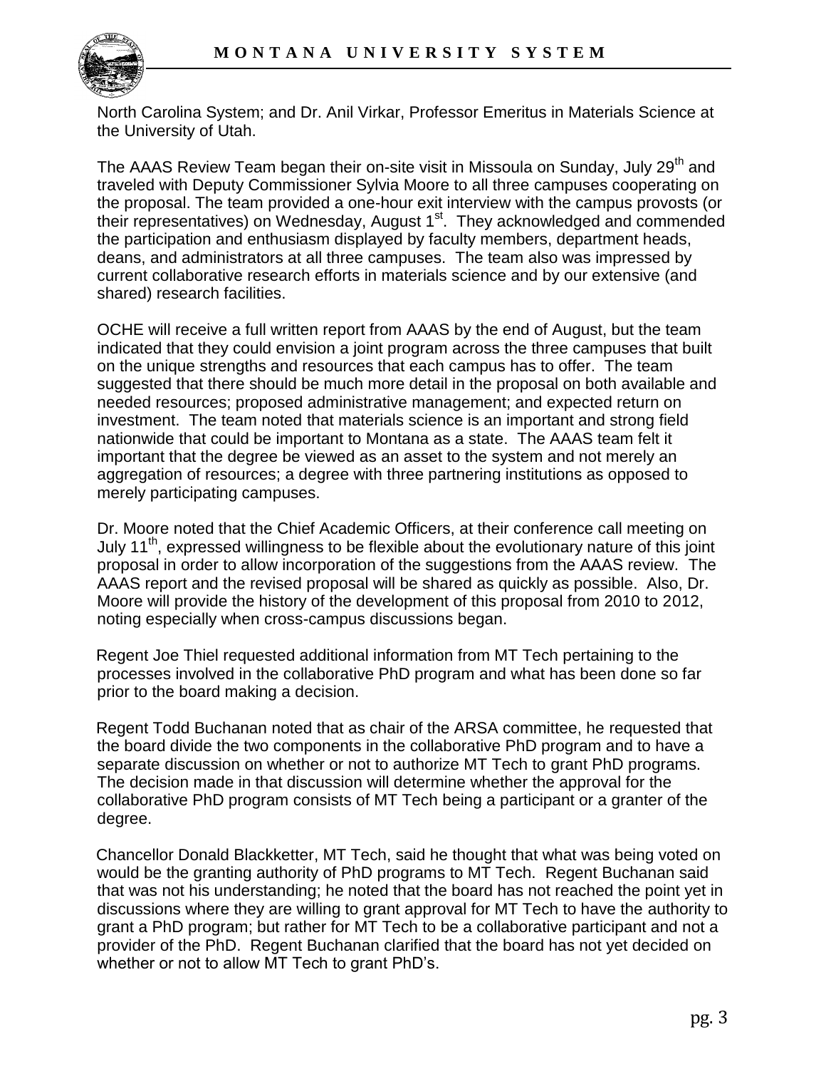North Carolina System; and Dr. Anil Virkar, Professor Emeritus in Materials Science at the University of Utah.

The AAAS Review Team began their on-site visit in Missoula on Sunday, July 29th and traveled with Deputy Commissioner Sylvia Moore to all three campuses cooperating on the proposal. The team provided a one-hour exit interview with the campus provosts (or their representatives) on Wednesday, August 1st. They acknowledged and commended the participation and enthusiasm displayed by faculty members, department heads, deans, and administrators at all three campuses. The team also was impressed by current collaborative research efforts in materials science and by our extensive (and shared) research facilities.

OCHE will receive a full written report from AAAS by the end of August, but the team indicated that they could envision a joint program across the three campuses that built on the unique strengths and resources that each campus has to offer. The team suggested that there should be much more detail in the proposal on both available and needed resources; proposed administrative management; and expected return on investment. The team noted that materials science is an important and strong field nationwide that could be important to Montana as a state. The AAAS team felt it important that the degree be viewed as an asset to the system and not merely an aggregation of resources; a degree with three partnering institutions as opposed to merely participating campuses.

Dr. Moore noted that the Chief Academic Officers, at their conference call meeting on July 11th, expressed willingness to be flexible about the evolutionary nature of this joint proposal in order to allow incorporation of the suggestions from the AAAS review. The AAAS report and the revised proposal will be shared as quickly as possible. Also, Dr. Moore will provide the history of the development of this proposal from 2010 to 2012, noting especially when cross-campus discussions began.

Regent Joe Thiel requested additional information from MT Tech pertaining to the processes involved in the collaborative PhD program and what has been done so far prior to the board making a decision.

Regent Todd Buchanan noted that as chair of the ARSA committee, he requested that the board divide the two components in the collaborative PhD program and to have a separate discussion on whether or not to authorize MT Tech to grant PhD programs. The decision made in that discussion will determine whether the approval for the collaborative PhD program consists of MT Tech being a participant or a granter of the degree.

Chancellor Donald Blackketter, MT Tech, said he thought that what was being voted on would be the granting authority of PhD programs to MT Tech. Regent Buchanan said that was not his understanding; he noted that the board has not reached the point yet in discussions where they are willing to grant approval for MT Tech to have the authority to grant a PhD program; but rather for MT Tech to be a collaborative participant and not a provider of the PhD. Regent Buchanan clarified that the board has not yet decided on whether or not to allow MT Tech to grant PhD's.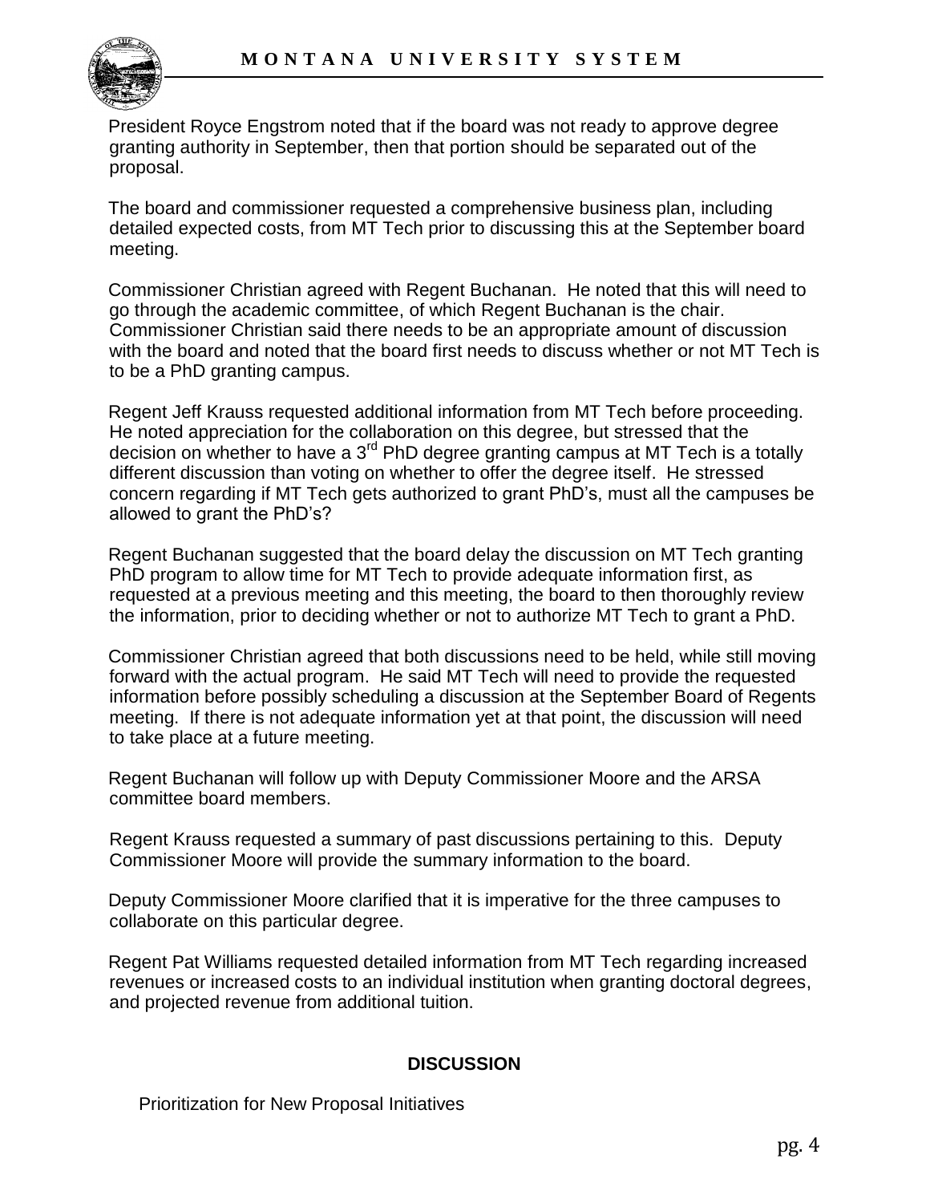President Royce Engstrom noted that if the board was not ready to approve degree granting authority in September, then that portion should be separated out of the proposal.

The board and commissioner requested a comprehensive business plan, including detailed expected costs, from MT Tech prior to discussing this at the September board meeting.

Commissioner Christian agreed with Regent Buchanan. He noted that this will need to go through the academic committee, of which Regent Buchanan is the chair. Commissioner Christian said there needs to be an appropriate amount of discussion with the board and noted that the board first needs to discuss whether or not MT Tech is to be a PhD granting campus.

Regent Jeff Krauss requested additional information from MT Tech before proceeding. He noted appreciation for the collaboration on this degree, but stressed that the decision on whether to have a 3rd PhD degree granting campus at MT Tech is a totally different discussion than voting on whether to offer the degree itself. He stressed concern regarding if MT Tech gets authorized to grant PhD's, must all the campuses be allowed to grant the PhD's?

Regent Buchanan suggested that the board delay the discussion on MT Tech granting PhD program to allow time for MT Tech to provide adequate information first, as requested at a previous meeting and this meeting, the board to then thoroughly review the information, prior to deciding whether or not to authorize MT Tech to grant a PhD.

Commissioner Christian agreed that both discussions need to be held, while still moving forward with the actual program. He said MT Tech will need to provide the requested information before possibly scheduling a discussion at the September Board of Regents meeting. If there is not adequate information yet at that point, the discussion will need to take place at a future meeting.

Regent Buchanan will follow up with Deputy Commissioner Moore and the ARSA committee board members.

Regent Krauss requested a summary of past discussions pertaining to this. Deputy Commissioner Moore will provide the summary information to the board.

Deputy Commissioner Moore clarified that it is imperative for the three campuses to collaborate on this particular degree.

Regent Pat Williams requested detailed information from MT Tech regarding increased revenues or increased costs to an individual institution when granting doctoral degrees, and projected revenue from additional tuition.

## DISCUSSION

Prioritization for New Proposal Initiatives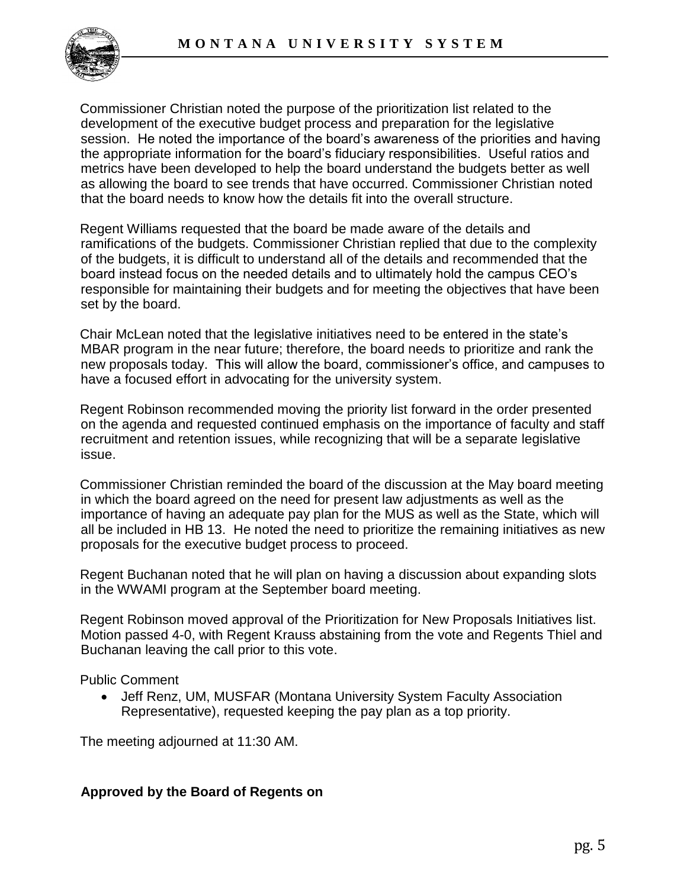Commissioner Christian noted the purpose of the prioritization list related to the development of the executive budget process and preparation for the legislative session. He noted the importance of the board's awareness of the priorities and having the appropriate information for the board's fiduciary responsibilities. Useful ratios and metrics have been developed to help the board understand the budgets better as well as allowing the board to see trends that have occurred. Commissioner Christian noted that the board needs to know how the details fit into the overall structure.

Regent Williams requested that the board be made aware of the details and ramifications of the budgets. Commissioner Christian replied that due to the complexity of the budgets, it is difficult to understand all of the details and recommended that the board instead focus on the needed details and to ultimately hold the campus CEO's responsible for maintaining their budgets and for meeting the objectives that have been set by the board.

Chair McLean noted that the legislative initiatives need to be entered in the state's MBAR program in the near future; therefore, the board needs to prioritize and rank the new proposals today. This will allow the board, commissioner's office, and campuses to have a focused effort in advocating for the university system.

Regent Robinson recommended moving the priority list forward in the order presented on the agenda and requested continued emphasis on the importance of faculty and staff recruitment and retention issues, while recognizing that will be a separate legislative issue.

Commissioner Christian reminded the board of the discussion at the May board meeting in which the board agreed on the need for present law adjustments as well as the importance of having an adequate pay plan for the MUS as well as the State, which will all be included in HB 13. He noted the need to prioritize the remaining initiatives as new proposals for the executive budget process to proceed.

Regent Buchanan noted that he will plan on having a discussion about expanding slots in the WWAMI program at the September board meeting.

Regent Robinson moved approval of the Prioritization for New Proposals Initiatives list. Motion passed 4-0, with Regent Krauss abstaining from the vote and Regents Thiel and Buchanan leaving the call prior to this vote.

Public Comment

- Jeff Renz, UM, MUSFAR (Montana University System Faculty Association Representative), requested keeping the pay plan as a top priority.

The meeting adjourned at 11:30 AM.

**Approved by the Board of Regents on**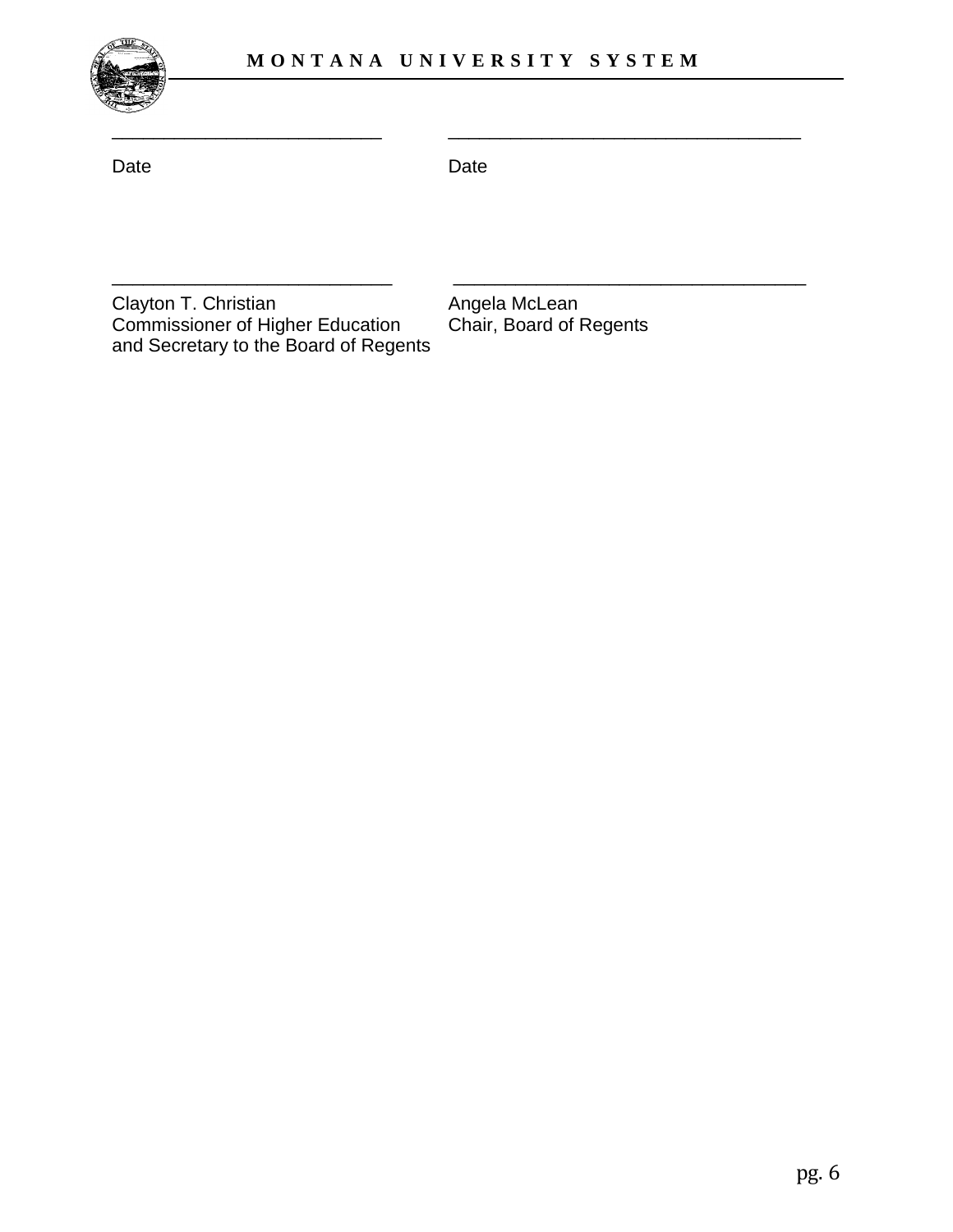| | |
|---|---|
| ___________________________ | ___________________________________ |
| Date | Date |
| ___________________________ | ___________________________________ |
| Clayton T. Christian<br>Commissioner of Higher Education<br>and Secretary to the Board of Regents | Angela McLean<br>Chair, Board of Regents |